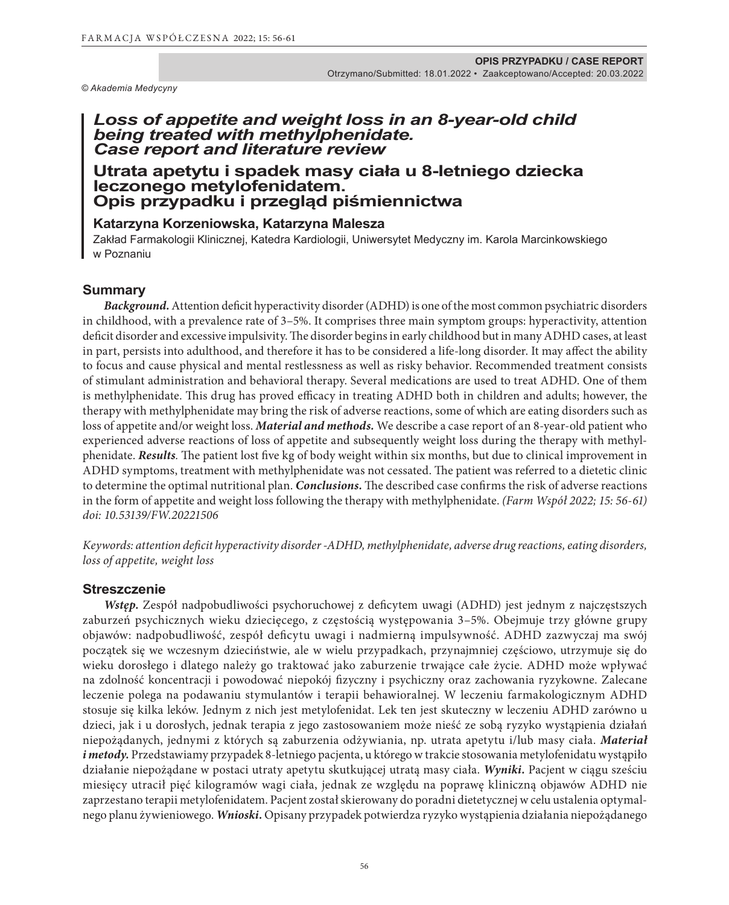**OPIS PRZYPADKU / CASE REPORT**

Otrzymano/Submitted: 18.01.2022 • Zaakceptowano/Accepted: 20.03.2022

© Akademia Medycyny

# *Loss of appetite and weight loss in an 8-year-old child being treated with methylphenidate. Case report and literature review*

# Utrata apetytu i spadek masy ciała u 8-letniego dziecka leczonego metylofenidatem. Opis przypadku i przegląd piśmiennictwa

**Katarzyna Korzeniowska, Katarzyna Malesza**

Zakład Farmakologii Klinicznej, Katedra Kardiologii, Uniwersytet Medyczny im. Karola Marcinkowskiego w Poznaniu

## Summary

***Background.*** Attention deficit hyperactivity disorder (ADHD) is one of the most common psychiatric disorders in childhood, with a prevalence rate of 3–5%. It comprises three main symptom groups: hyperactivity, attention deficit disorder and excessive impulsivity. The disorder begins in early childhood but in many ADHD cases, at least in part, persists into adulthood, and therefore it has to be considered a life-long disorder. It may affect the ability to focus and cause physical and mental restlessness as well as risky behavior. Recommended treatment consists of stimulant administration and behavioral therapy. Several medications are used to treat ADHD. One of them is methylphenidate. This drug has proved efficacy in treating ADHD both in children and adults; however, the therapy with methylphenidate may bring the risk of adverse reactions, some of which are eating disorders such as loss of appetite and/or weight loss. ***Material and methods.*** We describe a case report of an 8-year-old patient who experienced adverse reactions of loss of appetite and subsequently weight loss during the therapy with methylphenidate. ***Results.*** The patient lost five kg of body weight within six months, but due to clinical improvement in ADHD symptoms, treatment with methylphenidate was not cessated. The patient was referred to a dietetic clinic to determine the optimal nutritional plan. ***Conclusions.*** The described case confirms the risk of adverse reactions in the form of appetite and weight loss following the therapy with methylphenidate. *(Farm Współ 2022; 15: 56-61) doi: 10.53139/FW.20221506*

*Keywords: attention deficit hyperactivity disorder -ADHD, methylphenidate, adverse drug reactions, eating disorders, loss of appetite, weight loss*

## Streszczenie

***Wstęp.*** Zespół nadpobudliwości psychoruchowej z deficytem uwagi (ADHD) jest jednym z najczęstszych zaburzeń psychicznych wieku dziecięcego, z częstością występowania 3–5%. Obejmuje trzy główne grupy objawów: nadpobudliwość, zespół deficytu uwagi i nadmierną impulsywność. ADHD zazwyczaj ma swój początek się we wczesnym dzieciństwie, ale w wielu przypadkach, przynajmniej częściowo, utrzymuje się do wieku dorosłego i dlatego należy go traktować jako zaburzenie trwające całe życie. ADHD może wpływać na zdolność koncentracji i powodować niepokój fizyczny i psychiczny oraz zachowania ryzykowne. Zalecane leczenie polega na podawaniu stymulantów i terapii behawioralnej. W leczeniu farmakologicznym ADHD stosuje się kilka leków. Jednym z nich jest metylofenidat. Lek ten jest skuteczny w leczeniu ADHD zarówno u dzieci, jak i u dorosłych, jednak terapia z jego zastosowaniem może nieść ze sobą ryzyko wystąpienia działań niepożądanych, jednymi z których są zaburzenia odżywiania, np. utrata apetytu i/lub masy ciała. ***Materiał i metody.*** Przedstawiamy przypadek 8-letniego pacjenta, u którego w trakcie stosowania metylofenidatu wystąpiło działanie niepożądane w postaci utraty apetytu skutkującej utratą masy ciała. ***Wyniki.*** Pacjent w ciągu sześciu miesięcy utracił pięć kilogramów wagi ciała, jednak ze względu na poprawę kliniczną objawów ADHD nie zaprzestano terapii metylofenidatem. Pacjent został skierowany do poradni dietetycznej w celu ustalenia optymalnego planu żywieniowego. ***Wnioski.*** Opisany przypadek potwierdza ryzyko wystąpienia działania niepożądanego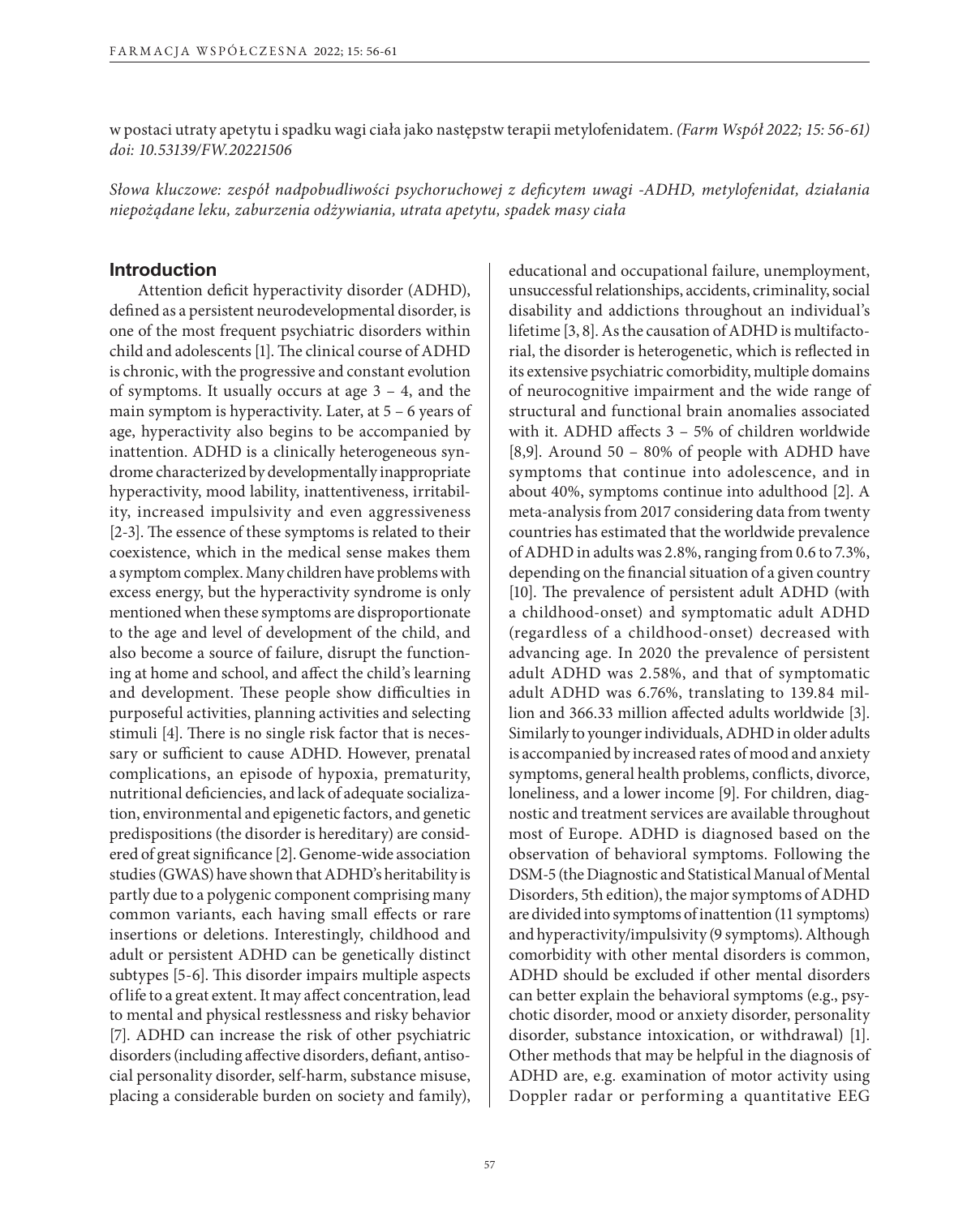w postaci utraty apetytu i spadku wagi ciała jako następstw terapii metylofenidatem. *(Farm Współ 2022; 15: 56-61) doi: 10.53139/FW.20221506*

*Słowa kluczowe: zespół nadpobudliwości psychoruchowej z deficytem uwagi -ADHD, metylofenidat, działania niepożądane leku, zaburzenia odżywiania, utrata apetytu, spadek masy ciała*

## Introduction

Attention deficit hyperactivity disorder (ADHD), defined as a persistent neurodevelopmental disorder, is one of the most frequent psychiatric disorders within child and adolescents [1]. The clinical course of ADHD is chronic, with the progressive and constant evolution of symptoms. It usually occurs at age 3 – 4, and the main symptom is hyperactivity. Later, at 5 – 6 years of age, hyperactivity also begins to be accompanied by inattention. ADHD is a clinically heterogeneous syndrome characterized by developmentally inappropriate hyperactivity, mood lability, inattentiveness, irritability, increased impulsivity and even aggressiveness [2-3]. The essence of these symptoms is related to their coexistence, which in the medical sense makes them a symptom complex. Many children have problems with excess energy, but the hyperactivity syndrome is only mentioned when these symptoms are disproportionate to the age and level of development of the child, and also become a source of failure, disrupt the functioning at home and school, and affect the child's learning and development. These people show difficulties in purposeful activities, planning activities and selecting stimuli [4]. There is no single risk factor that is necessary or sufficient to cause ADHD. However, prenatal complications, an episode of hypoxia, prematurity, nutritional deficiencies, and lack of adequate socialization, environmental and epigenetic factors, and genetic predispositions (the disorder is hereditary) are considered of great significance [2]. Genome-wide association studies (GWAS) have shown that ADHD's heritability is partly due to a polygenic component comprising many common variants, each having small effects or rare insertions or deletions. Interestingly, childhood and adult or persistent ADHD can be genetically distinct subtypes [5-6]. This disorder impairs multiple aspects of life to a great extent. It may affect concentration, lead to mental and physical restlessness and risky behavior [7]. ADHD can increase the risk of other psychiatric disorders (including affective disorders, defiant, antisocial personality disorder, self-harm, substance misuse, placing a considerable burden on society and family), educational and occupational failure, unemployment, unsuccessful relationships, accidents, criminality, social disability and addictions throughout an individual's lifetime [3, 8]. As the causation of ADHD is multifactorial, the disorder is heterogenetic, which is reflected in its extensive psychiatric comorbidity, multiple domains of neurocognitive impairment and the wide range of structural and functional brain anomalies associated with it. ADHD affects 3 – 5% of children worldwide [8,9]. Around 50 – 80% of people with ADHD have symptoms that continue into adolescence, and in about 40%, symptoms continue into adulthood [2]. A meta-analysis from 2017 considering data from twenty countries has estimated that the worldwide prevalence of ADHD in adults was 2.8%, ranging from 0.6 to 7.3%, depending on the financial situation of a given country [10]. The prevalence of persistent adult ADHD (with a childhood-onset) and symptomatic adult ADHD (regardless of a childhood-onset) decreased with advancing age. In 2020 the prevalence of persistent adult ADHD was 2.58%, and that of symptomatic adult ADHD was 6.76%, translating to 139.84 million and 366.33 million affected adults worldwide [3]. Similarly to younger individuals, ADHD in older adults is accompanied by increased rates of mood and anxiety symptoms, general health problems, conflicts, divorce, loneliness, and a lower income [9]. For children, diagnostic and treatment services are available throughout most of Europe. ADHD is diagnosed based on the observation of behavioral symptoms. Following the DSM-5 (the Diagnostic and Statistical Manual of Mental Disorders, 5th edition), the major symptoms of ADHD are divided into symptoms of inattention (11 symptoms) and hyperactivity/impulsivity (9 symptoms). Although comorbidity with other mental disorders is common, ADHD should be excluded if other mental disorders can better explain the behavioral symptoms (e.g., psychotic disorder, mood or anxiety disorder, personality disorder, substance intoxication, or withdrawal) [1]. Other methods that may be helpful in the diagnosis of ADHD are, e.g. examination of motor activity using Doppler radar or performing a quantitative EEG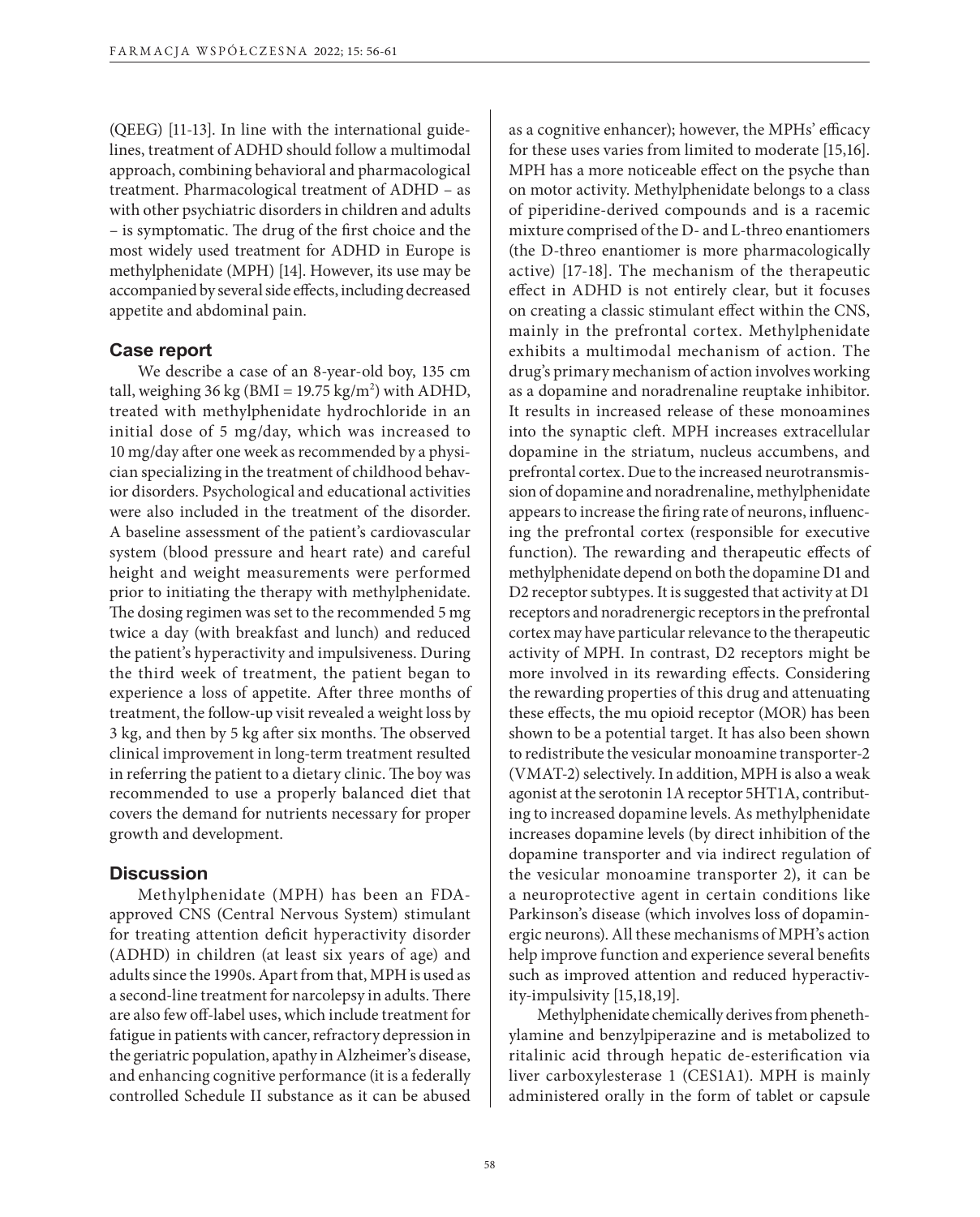(QEEG) [11-13]. In line with the international guidelines, treatment of ADHD should follow a multimodal approach, combining behavioral and pharmacological treatment. Pharmacological treatment of ADHD – as with other psychiatric disorders in children and adults – is symptomatic. The drug of the first choice and the most widely used treatment for ADHD in Europe is methylphenidate (MPH) [14]. However, its use may be accompanied by several side effects, including decreased appetite and abdominal pain.

## Case report

We describe a case of an 8-year-old boy, 135 cm tall, weighing 36 kg (BMI = 19.75 kg/m$^2$) with ADHD, treated with methylphenidate hydrochloride in an initial dose of 5 mg/day, which was increased to 10 mg/day after one week as recommended by a physician specializing in the treatment of childhood behavior disorders. Psychological and educational activities were also included in the treatment of the disorder. A baseline assessment of the patient's cardiovascular system (blood pressure and heart rate) and careful height and weight measurements were performed prior to initiating the therapy with methylphenidate. The dosing regimen was set to the recommended 5 mg twice a day (with breakfast and lunch) and reduced the patient's hyperactivity and impulsiveness. During the third week of treatment, the patient began to experience a loss of appetite. After three months of treatment, the follow-up visit revealed a weight loss by 3 kg, and then by 5 kg after six months. The observed clinical improvement in long-term treatment resulted in referring the patient to a dietary clinic. The boy was recommended to use a properly balanced diet that covers the demand for nutrients necessary for proper growth and development.

## Discussion

Methylphenidate (MPH) has been an FDA-approved CNS (Central Nervous System) stimulant for treating attention deficit hyperactivity disorder (ADHD) in children (at least six years of age) and adults since the 1990s. Apart from that, MPH is used as a second-line treatment for narcolepsy in adults. There are also few off-label uses, which include treatment for fatigue in patients with cancer, refractory depression in the geriatric population, apathy in Alzheimer's disease, and enhancing cognitive performance (it is a federally controlled Schedule II substance as it can be abused as a cognitive enhancer); however, the MPHs' efficacy for these uses varies from limited to moderate [15,16]. MPH has a more noticeable effect on the psyche than on motor activity. Methylphenidate belongs to a class of piperidine-derived compounds and is a racemic mixture comprised of the D- and L-threo enantiomers (the D-threo enantiomer is more pharmacologically active) [17-18]. The mechanism of the therapeutic effect in ADHD is not entirely clear, but it focuses on creating a classic stimulant effect within the CNS, mainly in the prefrontal cortex. Methylphenidate exhibits a multimodal mechanism of action. The drug's primary mechanism of action involves working as a dopamine and noradrenaline reuptake inhibitor. It results in increased release of these monoamines into the synaptic cleft. MPH increases extracellular dopamine in the striatum, nucleus accumbens, and prefrontal cortex. Due to the increased neurotransmission of dopamine and noradrenaline, methylphenidate appears to increase the firing rate of neurons, influencing the prefrontal cortex (responsible for executive function). The rewarding and therapeutic effects of methylphenidate depend on both the dopamine D1 and D2 receptor subtypes. It is suggested that activity at D1 receptors and noradrenergic receptors in the prefrontal cortex may have particular relevance to the therapeutic activity of MPH. In contrast, D2 receptors might be more involved in its rewarding effects. Considering the rewarding properties of this drug and attenuating these effects, the mu opioid receptor (MOR) has been shown to be a potential target. It has also been shown to redistribute the vesicular monoamine transporter-2 (VMAT-2) selectively. In addition, MPH is also a weak agonist at the serotonin 1A receptor 5HT1A, contributing to increased dopamine levels. As methylphenidate increases dopamine levels (by direct inhibition of the dopamine transporter and via indirect regulation of the vesicular monoamine transporter 2), it can be a neuroprotective agent in certain conditions like Parkinson's disease (which involves loss of dopaminergic neurons). All these mechanisms of MPH's action help improve function and experience several benefits such as improved attention and reduced hyperactivity-impulsivity [15,18,19].

Methylphenidate chemically derives from phenethylamine and benzylpiperazine and is metabolized to ritalinic acid through hepatic de-esterification via liver carboxylesterase 1 (CES1A1). MPH is mainly administered orally in the form of tablet or capsule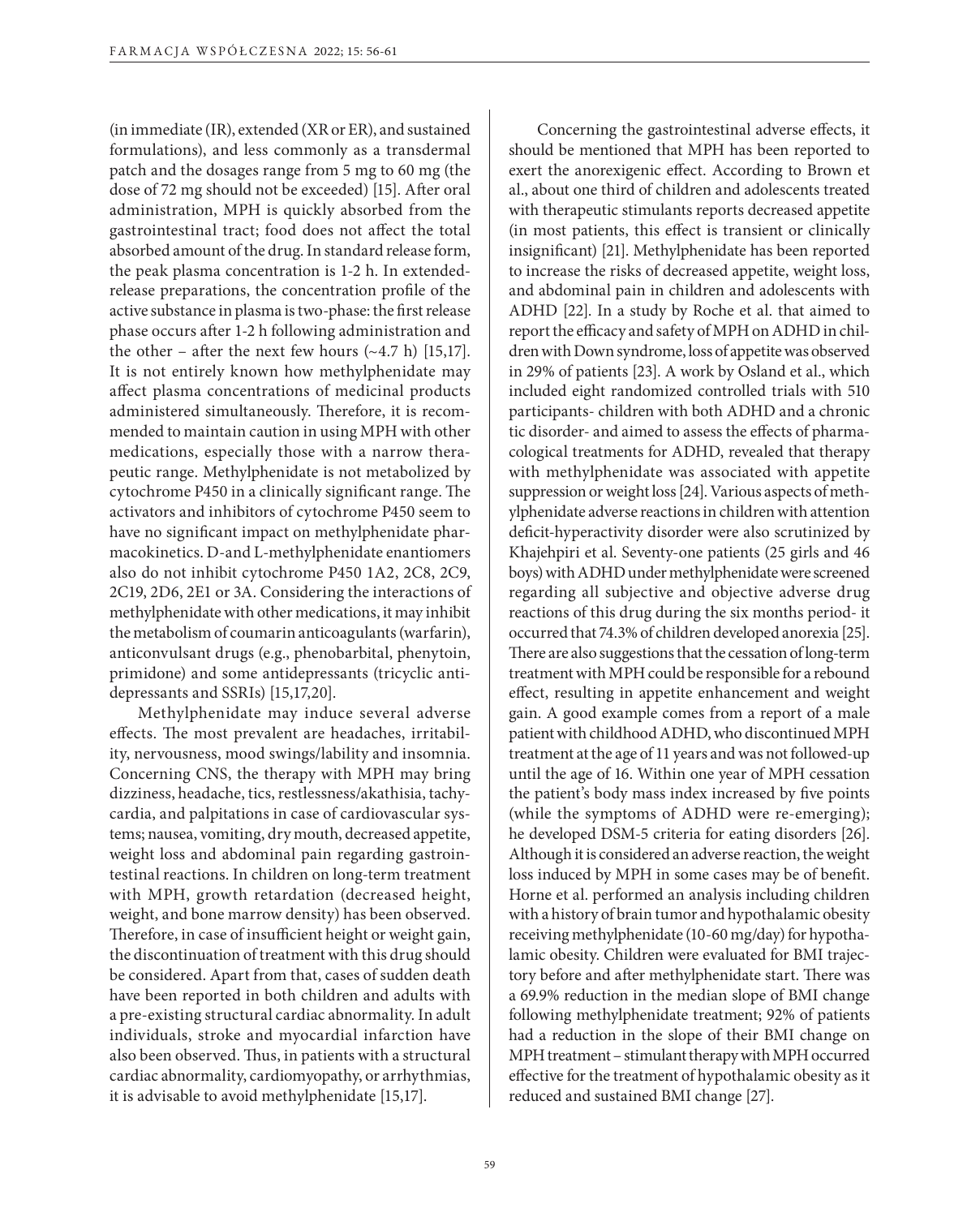(in immediate (IR), extended (XR or ER), and sustained formulations), and less commonly as a transdermal patch and the dosages range from 5 mg to 60 mg (the dose of 72 mg should not be exceeded) [15]. After oral administration, MPH is quickly absorbed from the gastrointestinal tract; food does not affect the total absorbed amount of the drug. In standard release form, the peak plasma concentration is 1-2 h. In extended-release preparations, the concentration profile of the active substance in plasma is two-phase: the first release phase occurs after 1-2 h following administration and the other – after the next few hours (~4.7 h) [15,17]. It is not entirely known how methylphenidate may affect plasma concentrations of medicinal products administered simultaneously. Therefore, it is recommended to maintain caution in using MPH with other medications, especially those with a narrow therapeutic range. Methylphenidate is not metabolized by cytochrome P450 in a clinically significant range. The activators and inhibitors of cytochrome P450 seem to have no significant impact on methylphenidate pharmacokinetics. D-and L-methylphenidate enantiomers also do not inhibit cytochrome P450 1A2, 2C8, 2C9, 2C19, 2D6, 2E1 or 3A. Considering the interactions of methylphenidate with other medications, it may inhibit the metabolism of coumarin anticoagulants (warfarin), anticonvulsant drugs (e.g., phenobarbital, phenytoin, primidone) and some antidepressants (tricyclic antidepressants and SSRIs) [15,17,20].

Methylphenidate may induce several adverse effects. The most prevalent are headaches, irritability, nervousness, mood swings/lability and insomnia. Concerning CNS, the therapy with MPH may bring dizziness, headache, tics, restlessness/akathisia, tachycardia, and palpitations in case of cardiovascular systems; nausea, vomiting, dry mouth, decreased appetite, weight loss and abdominal pain regarding gastrointestinal reactions. In children on long-term treatment with MPH, growth retardation (decreased height, weight, and bone marrow density) has been observed. Therefore, in case of insufficient height or weight gain, the discontinuation of treatment with this drug should be considered. Apart from that, cases of sudden death have been reported in both children and adults with a pre-existing structural cardiac abnormality. In adult individuals, stroke and myocardial infarction have also been observed. Thus, in patients with a structural cardiac abnormality, cardiomyopathy, or arrhythmias, it is advisable to avoid methylphenidate [15,17].

Concerning the gastrointestinal adverse effects, it should be mentioned that MPH has been reported to exert the anorexigenic effect. According to Brown et al., about one third of children and adolescents treated with therapeutic stimulants reports decreased appetite (in most patients, this effect is transient or clinically insignificant) [21]. Methylphenidate has been reported to increase the risks of decreased appetite, weight loss, and abdominal pain in children and adolescents with ADHD [22]. In a study by Roche et al. that aimed to report the efficacy and safety of MPH on ADHD in children with Down syndrome, loss of appetite was observed in 29% of patients [23]. A work by Osland et al., which included eight randomized controlled trials with 510 participants- children with both ADHD and a chronic tic disorder- and aimed to assess the effects of pharmacological treatments for ADHD, revealed that therapy with methylphenidate was associated with appetite suppression or weight loss [24]. Various aspects of methylphenidate adverse reactions in children with attention deficit-hyperactivity disorder were also scrutinized by Khajehpiri et al. Seventy-one patients (25 girls and 46 boys) with ADHD under methylphenidate were screened regarding all subjective and objective adverse drug reactions of this drug during the six months period- it occurred that 74.3% of children developed anorexia [25]. There are also suggestions that the cessation of long-term treatment with MPH could be responsible for a rebound effect, resulting in appetite enhancement and weight gain. A good example comes from a report of a male patient with childhood ADHD, who discontinued MPH treatment at the age of 11 years and was not followed-up until the age of 16. Within one year of MPH cessation the patient's body mass index increased by five points (while the symptoms of ADHD were re-emerging); he developed DSM-5 criteria for eating disorders [26]. Although it is considered an adverse reaction, the weight loss induced by MPH in some cases may be of benefit. Horne et al. performed an analysis including children with a history of brain tumor and hypothalamic obesity receiving methylphenidate (10-60 mg/day) for hypothalamic obesity. Children were evaluated for BMI trajectory before and after methylphenidate start. There was a 69.9% reduction in the median slope of BMI change following methylphenidate treatment; 92% of patients had a reduction in the slope of their BMI change on MPH treatment – stimulant therapy with MPH occurred effective for the treatment of hypothalamic obesity as it reduced and sustained BMI change [27].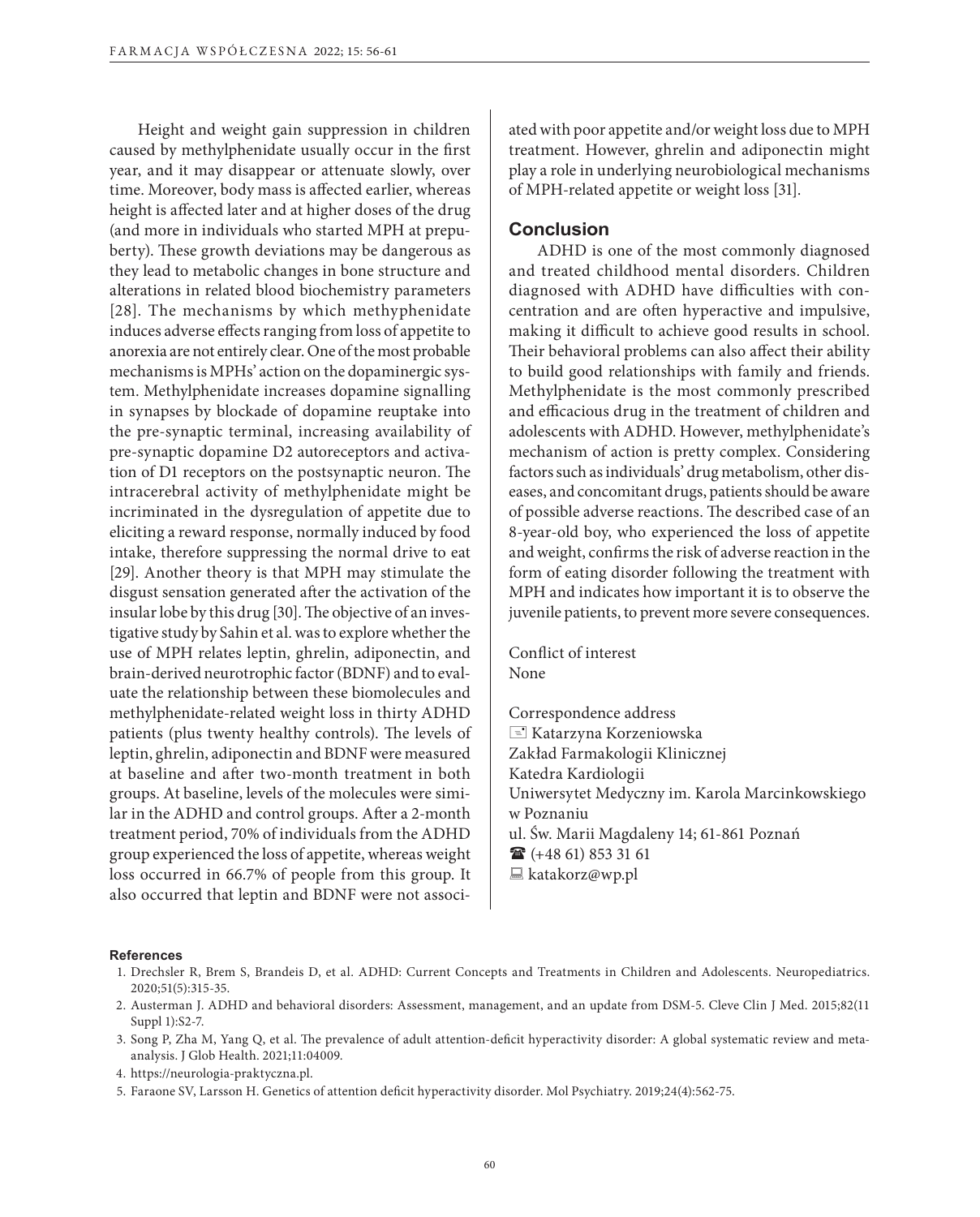Height and weight gain suppression in children caused by methylphenidate usually occur in the first year, and it may disappear or attenuate slowly, over time. Moreover, body mass is affected earlier, whereas height is affected later and at higher doses of the drug (and more in individuals who started MPH at prepuberty). These growth deviations may be dangerous as they lead to metabolic changes in bone structure and alterations in related blood biochemistry parameters [28]. The mechanisms by which methyphenidate induces adverse effects ranging from loss of appetite to anorexia are not entirely clear. One of the most probable mechanisms is MPHs' action on the dopaminergic system. Methylphenidate increases dopamine signalling in synapses by blockade of dopamine reuptake into the pre-synaptic terminal, increasing availability of pre-synaptic dopamine D2 autoreceptors and activation of D1 receptors on the postsynaptic neuron. The intracerebral activity of methylphenidate might be incriminated in the dysregulation of appetite due to eliciting a reward response, normally induced by food intake, therefore suppressing the normal drive to eat [29]. Another theory is that MPH may stimulate the disgust sensation generated after the activation of the insular lobe by this drug [30]. The objective of an investigative study by Sahin et al. was to explore whether the use of MPH relates leptin, ghrelin, adiponectin, and brain-derived neurotrophic factor (BDNF) and to evaluate the relationship between these biomolecules and methylphenidate-related weight loss in thirty ADHD patients (plus twenty healthy controls). The levels of leptin, ghrelin, adiponectin and BDNF were measured at baseline and after two-month treatment in both groups. At baseline, levels of the molecules were similar in the ADHD and control groups. After a 2-month treatment period, 70% of individuals from the ADHD group experienced the loss of appetite, whereas weight loss occurred in 66.7% of people from this group. It also occurred that leptin and BDNF were not associated with poor appetite and/or weight loss due to MPH treatment. However, ghrelin and adiponectin might play a role in underlying neurobiological mechanisms of MPH-related appetite or weight loss [31].

## Conclusion

ADHD is one of the most commonly diagnosed and treated childhood mental disorders. Children diagnosed with ADHD have difficulties with concentration and are often hyperactive and impulsive, making it difficult to achieve good results in school. Their behavioral problems can also affect their ability to build good relationships with family and friends. Methylphenidate is the most commonly prescribed and efficacious drug in the treatment of children and adolescents with ADHD. However, methylphenidate's mechanism of action is pretty complex. Considering factors such as individuals' drug metabolism, other diseases, and concomitant drugs, patients should be aware of possible adverse reactions. The described case of an 8-year-old boy, who experienced the loss of appetite and weight, confirms the risk of adverse reaction in the form of eating disorder following the treatment with MPH and indicates how important it is to observe the juvenile patients, to prevent more severe consequences.

Conflict of interest
None

Correspondence address
Katarzyna Korzeniowska
Zakład Farmakologii Klinicznej
Katedra Kardiologii
Uniwersytet Medyczny im. Karola Marcinkowskiego w Poznaniu
ul. Św. Marii Magdaleny 14; 61-861 Poznań
(+48 61) 853 31 61
katakorz@wp.pl

### References

1. Drechsler R, Brem S, Brandeis D, et al. ADHD: Current Concepts and Treatments in Children and Adolescents. Neuropediatrics. 2020;51(5):315-35.
2. Austerman J. ADHD and behavioral disorders: Assessment, management, and an update from DSM-5. Cleve Clin J Med. 2015;82(11 Suppl 1):S2-7.
3. Song P, Zha M, Yang Q, et al. The prevalence of adult attention-deficit hyperactivity disorder: A global systematic review and meta-analysis. J Glob Health. 2021;11:04009.
4. https://neurologia-praktyczna.pl.
5. Faraone SV, Larsson H. Genetics of attention deficit hyperactivity disorder. Mol Psychiatry. 2019;24(4):562-75.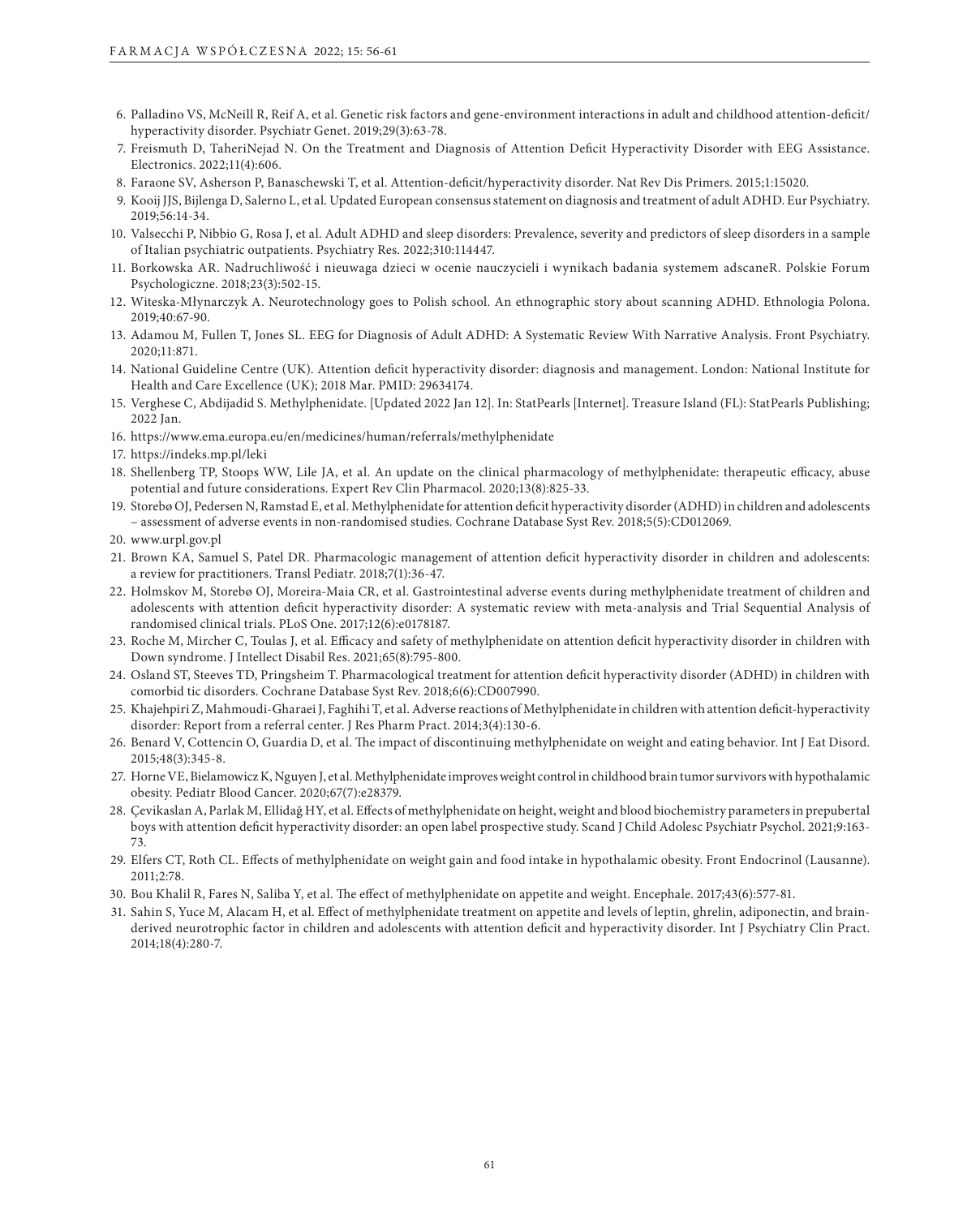6. Palladino VS, McNeill R, Reif A, et al. Genetic risk factors and gene-environment interactions in adult and childhood attention-deficit/hyperactivity disorder. Psychiatr Genet. 2019;29(3):63-78.
7. Freismuth D, TaheriNejad N. On the Treatment and Diagnosis of Attention Deficit Hyperactivity Disorder with EEG Assistance. Electronics. 2022;11(4):606.
8. Faraone SV, Asherson P, Banaschewski T, et al. Attention-deficit/hyperactivity disorder. Nat Rev Dis Primers. 2015;1:15020.
9. Kooij JJS, Bijlenga D, Salerno L, et al. Updated European consensus statement on diagnosis and treatment of adult ADHD. Eur Psychiatry. 2019;56:14-34.
10. Valsecchi P, Nibbio G, Rosa J, et al. Adult ADHD and sleep disorders: Prevalence, severity and predictors of sleep disorders in a sample of Italian psychiatric outpatients. Psychiatry Res. 2022;310:114447.
11. Borkowska AR. Nadruchliwość i nieuwaga dzieci w ocenie nauczycieli i wynikach badania systemem adscaneR. Polskie Forum Psychologiczne. 2018;23(3):502-15.
12. Witeska-Młynarczyk A. Neurotechnology goes to Polish school. An ethnographic story about scanning ADHD. Ethnologia Polona. 2019;40:67-90.
13. Adamou M, Fullen T, Jones SL. EEG for Diagnosis of Adult ADHD: A Systematic Review With Narrative Analysis. Front Psychiatry. 2020;11:871.
14. National Guideline Centre (UK). Attention deficit hyperactivity disorder: diagnosis and management. London: National Institute for Health and Care Excellence (UK); 2018 Mar. PMID: 29634174.
15. Verghese C, Abdijadid S. Methylphenidate. [Updated 2022 Jan 12]. In: StatPearls [Internet]. Treasure Island (FL): StatPearls Publishing; 2022 Jan.
16. https://www.ema.europa.eu/en/medicines/human/referrals/methylphenidate
17. https://indeks.mp.pl/leki
18. Shellenberg TP, Stoops WW, Lile JA, et al. An update on the clinical pharmacology of methylphenidate: therapeutic efficacy, abuse potential and future considerations. Expert Rev Clin Pharmacol. 2020;13(8):825-33.
19. Storebø OJ, Pedersen N, Ramstad E, et al. Methylphenidate for attention deficit hyperactivity disorder (ADHD) in children and adolescents – assessment of adverse events in non-randomised studies. Cochrane Database Syst Rev. 2018;5(5):CD012069.
20. www.urpl.gov.pl
21. Brown KA, Samuel S, Patel DR. Pharmacologic management of attention deficit hyperactivity disorder in children and adolescents: a review for practitioners. Transl Pediatr. 2018;7(1):36-47.
22. Holmskov M, Storebø OJ, Moreira-Maia CR, et al. Gastrointestinal adverse events during methylphenidate treatment of children and adolescents with attention deficit hyperactivity disorder: A systematic review with meta-analysis and Trial Sequential Analysis of randomised clinical trials. PLoS One. 2017;12(6):e0178187.
23. Roche M, Mircher C, Toulas J, et al. Efficacy and safety of methylphenidate on attention deficit hyperactivity disorder in children with Down syndrome. J Intellect Disabil Res. 2021;65(8):795-800.
24. Osland ST, Steeves TD, Pringsheim T. Pharmacological treatment for attention deficit hyperactivity disorder (ADHD) in children with comorbid tic disorders. Cochrane Database Syst Rev. 2018;6(6):CD007990.
25. Khajehpiri Z, Mahmoudi-Gharaei J, Faghihi T, et al. Adverse reactions of Methylphenidate in children with attention deficit-hyperactivity disorder: Report from a referral center. J Res Pharm Pract. 2014;3(4):130-6.
26. Benard V, Cottencin O, Guardia D, et al. The impact of discontinuing methylphenidate on weight and eating behavior. Int J Eat Disord. 2015;48(3):345-8.
27. Horne VE, Bielamowicz K, Nguyen J, et al. Methylphenidate improves weight control in childhood brain tumor survivors with hypothalamic obesity. Pediatr Blood Cancer. 2020;67(7):e28379.
28. Çevikaslan A, Parlak M, Ellidağ HY, et al. Effects of methylphenidate on height, weight and blood biochemistry parameters in prepubertal boys with attention deficit hyperactivity disorder: an open label prospective study. Scand J Child Adolesc Psychiatr Psychol. 2021;9:163-73.
29. Elfers CT, Roth CL. Effects of methylphenidate on weight gain and food intake in hypothalamic obesity. Front Endocrinol (Lausanne). 2011;2:78.
30. Bou Khalil R, Fares N, Saliba Y, et al. The effect of methylphenidate on appetite and weight. Encephale. 2017;43(6):577-81.
31. Sahin S, Yuce M, Alacam H, et al. Effect of methylphenidate treatment on appetite and levels of leptin, ghrelin, adiponectin, and brain-derived neurotrophic factor in children and adolescents with attention deficit and hyperactivity disorder. Int J Psychiatry Clin Pract. 2014;18(4):280-7.